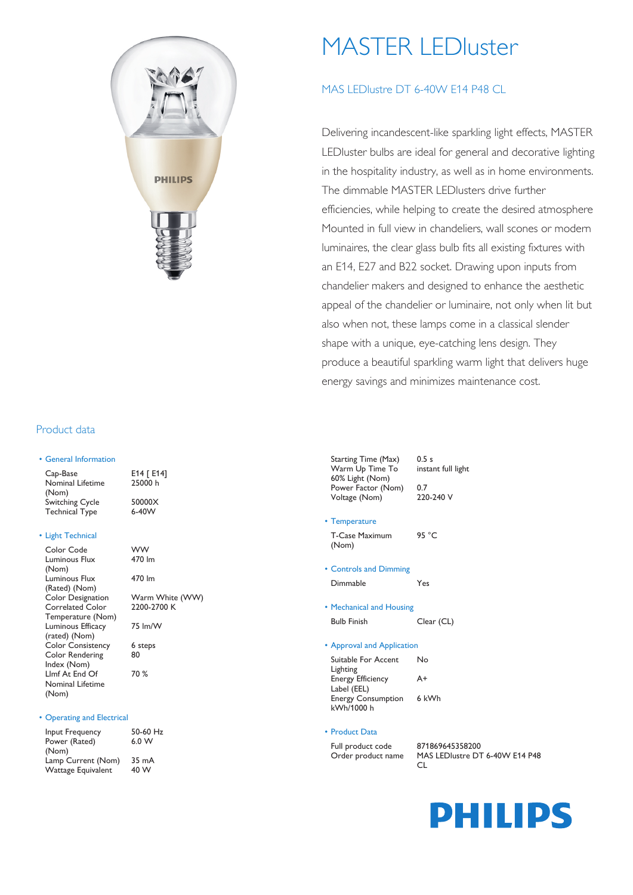# MASTER LEDluster

## MAS LEDlustre DT 6-40W E14 P48 CL

Delivering incandescent-like sparkling light effects, MASTER LEDluster bulbs are ideal for general and decorative lighting in the hospitality industry, as well as in home environments. The dimmable MASTER LEDlusters drive further efficiencies, while helping to create the desired atmosphere Mounted in full view in chandeliers, wall scones or modern luminaires, the clear glass bulb fits all existing fixtures with an E14, E27 and B22 socket. Drawing upon inputs from chandelier makers and designed to enhance the aesthetic appeal of the chandelier or luminaire, not only when lit but also when not, these lamps come in a classical slender shape with a unique, eye-catching lens design. They produce a beautiful sparkling warm light that delivers huge energy savings and minimizes maintenance cost.

## Product data

### General Information

| | |
|---|---|
| Cap-Base | E14 [ E14] |
| Nominal Lifetime (Nom) | 25000 h |
| Switching Cycle | 50000X |
| Technical Type | 6-40W |

### Light Technical

| | |
|---|---|
| Color Code | WW |
| Luminous Flux (Nom) | 470 lm |
| Luminous Flux (Rated) (Nom) | 470 lm |
| Color Designation | Warm White (WW) |
| Correlated Color Temperature (Nom) | 2200-2700 K |
| Luminous Efficacy (rated) (Nom) | 75 lm/W |
| Color Consistency | 6 steps |
| Color Rendering Index (Nom) | 80 |
| Llmf At End Of Nominal Lifetime (Nom) | 70 % |

### Operating and Electrical

| | |
|---|---|
| Input Frequency | 50-60 Hz |
| Power (Rated) (Nom) | 6.0 W |
| Lamp Current (Nom) | 35 mA |
| Wattage Equivalent | 40 W |
| Starting Time (Max) | 0.5 s |
| Warm Up Time To 60% Light (Nom) | instant full light |
| Power Factor (Nom) | 0.7 |
| Voltage (Nom) | 220-240 V |

### Temperature

| | |
|---|---|
| T-Case Maximum (Nom) | 95 °C |

### Controls and Dimming

| | |
|---|---|
| Dimmable | Yes |

### Mechanical and Housing

| | |
|---|---|
| Bulb Finish | Clear (CL) |

### Approval and Application

| | |
|---|---|
| Suitable For Accent Lighting | No |
| Energy Efficiency Label (EEL) | A+ |
| Energy Consumption kWh/1000 h | 6 kWh |

### Product Data

| | |
|---|---|
| Full product code | 871869645358200 |
| Order product name | MAS LEDlustre DT 6-40W E14 P48 CL |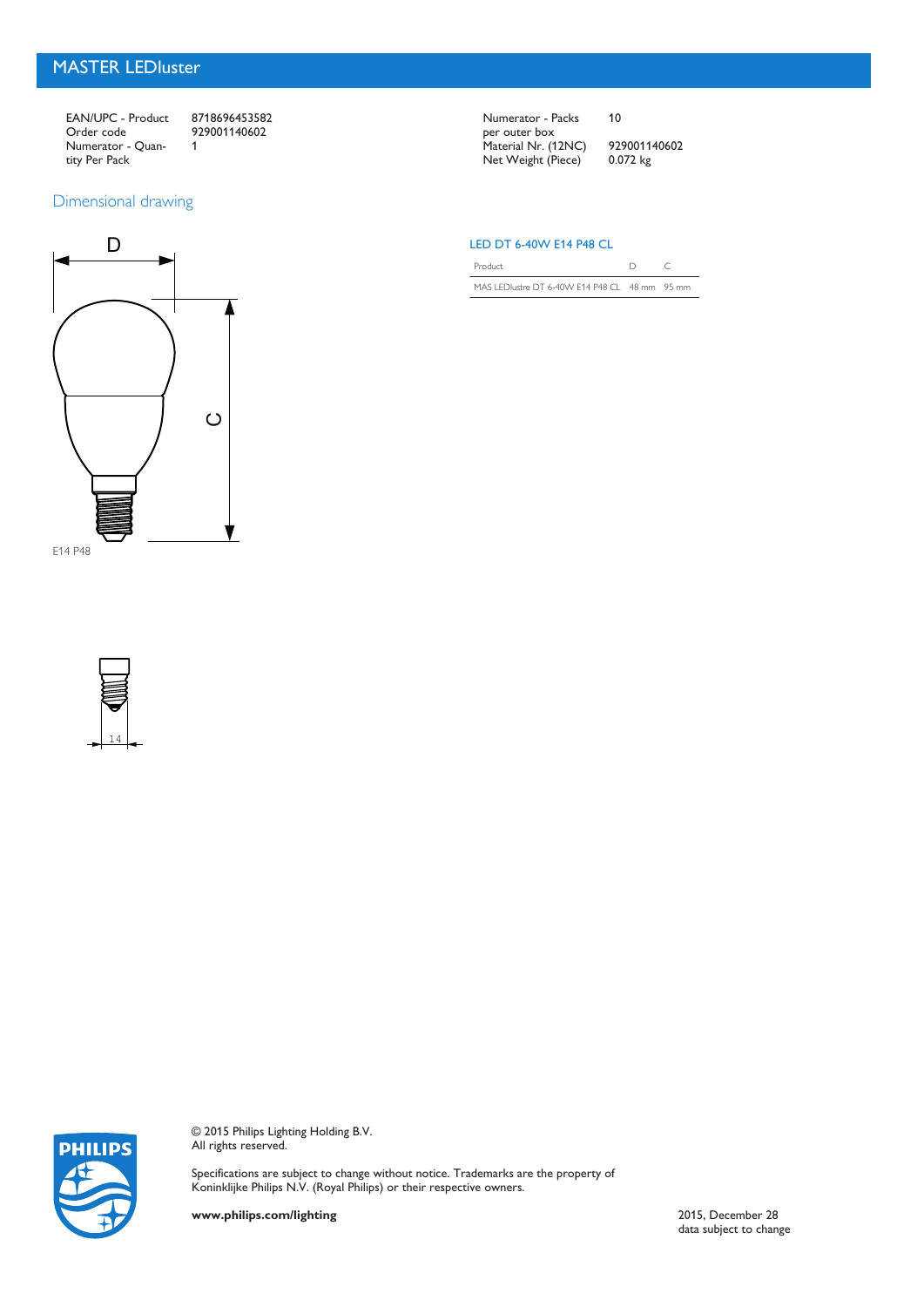# MASTER LEDluster

| | |
|---|---|
| EAN/UPC - Product | 8718696453582 |
| Order code | 929001140602 |
| Numerator - Quantity Per Pack | 1 |
| Numerator - Packs per outer box | 10 |
| Material Nr. (12NC) | 929001140602 |
| Net Weight (Piece) | 0.072 kg |

## Dimensional drawing

D

C

E14 P48

14

### LED DT 6-40W E14 P48 CL

| Product | D | C |
|---|---|---|
| MAS LEDlustre DT 6-40W E14 P48 CL | 48 mm | 95 mm |

© 2015 Philips Lighting Holding B.V.
All rights reserved.

Specifications are subject to change without notice. Trademarks are the property of Koninklijke Philips N.V. (Royal Philips) or their respective owners.

**www.philips.com/lighting**

2015, December 28
data subject to change